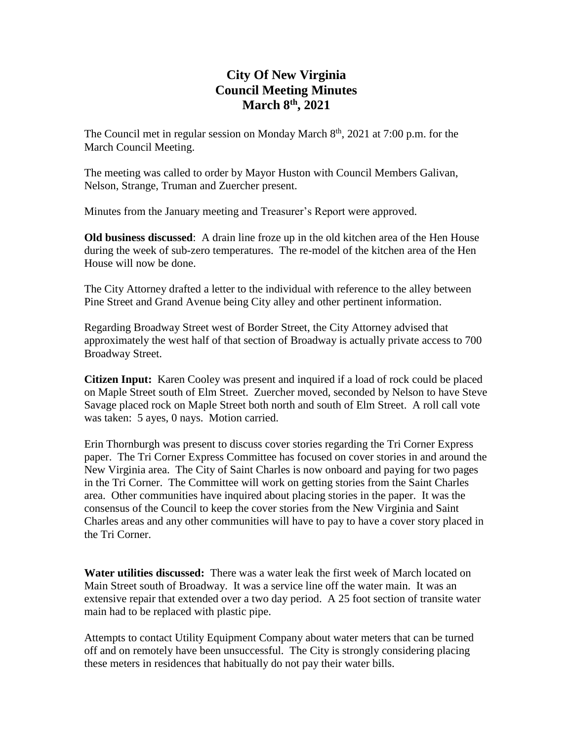# City Of New Virginia
# Council Meeting Minutes
# March 8th, 2021

The Council met in regular session on Monday March 8th, 2021 at 7:00 p.m. for the March Council Meeting.

The meeting was called to order by Mayor Huston with Council Members Galivan, Nelson, Strange, Truman and Zuercher present.

Minutes from the January meeting and Treasurer's Report were approved.

**Old business discussed**: A drain line froze up in the old kitchen area of the Hen House during the week of sub-zero temperatures. The re-model of the kitchen area of the Hen House will now be done.

The City Attorney drafted a letter to the individual with reference to the alley between Pine Street and Grand Avenue being City alley and other pertinent information.

Regarding Broadway Street west of Border Street, the City Attorney advised that approximately the west half of that section of Broadway is actually private access to 700 Broadway Street.

**Citizen Input:** Karen Cooley was present and inquired if a load of rock could be placed on Maple Street south of Elm Street. Zuercher moved, seconded by Nelson to have Steve Savage placed rock on Maple Street both north and south of Elm Street. A roll call vote was taken: 5 ayes, 0 nays. Motion carried.

Erin Thornburgh was present to discuss cover stories regarding the Tri Corner Express paper. The Tri Corner Express Committee has focused on cover stories in and around the New Virginia area. The City of Saint Charles is now onboard and paying for two pages in the Tri Corner. The Committee will work on getting stories from the Saint Charles area. Other communities have inquired about placing stories in the paper. It was the consensus of the Council to keep the cover stories from the New Virginia and Saint Charles areas and any other communities will have to pay to have a cover story placed in the Tri Corner.

**Water utilities discussed:** There was a water leak the first week of March located on Main Street south of Broadway. It was a service line off the water main. It was an extensive repair that extended over a two day period. A 25 foot section of transite water main had to be replaced with plastic pipe.

Attempts to contact Utility Equipment Company about water meters that can be turned off and on remotely have been unsuccessful. The City is strongly considering placing these meters in residences that habitually do not pay their water bills.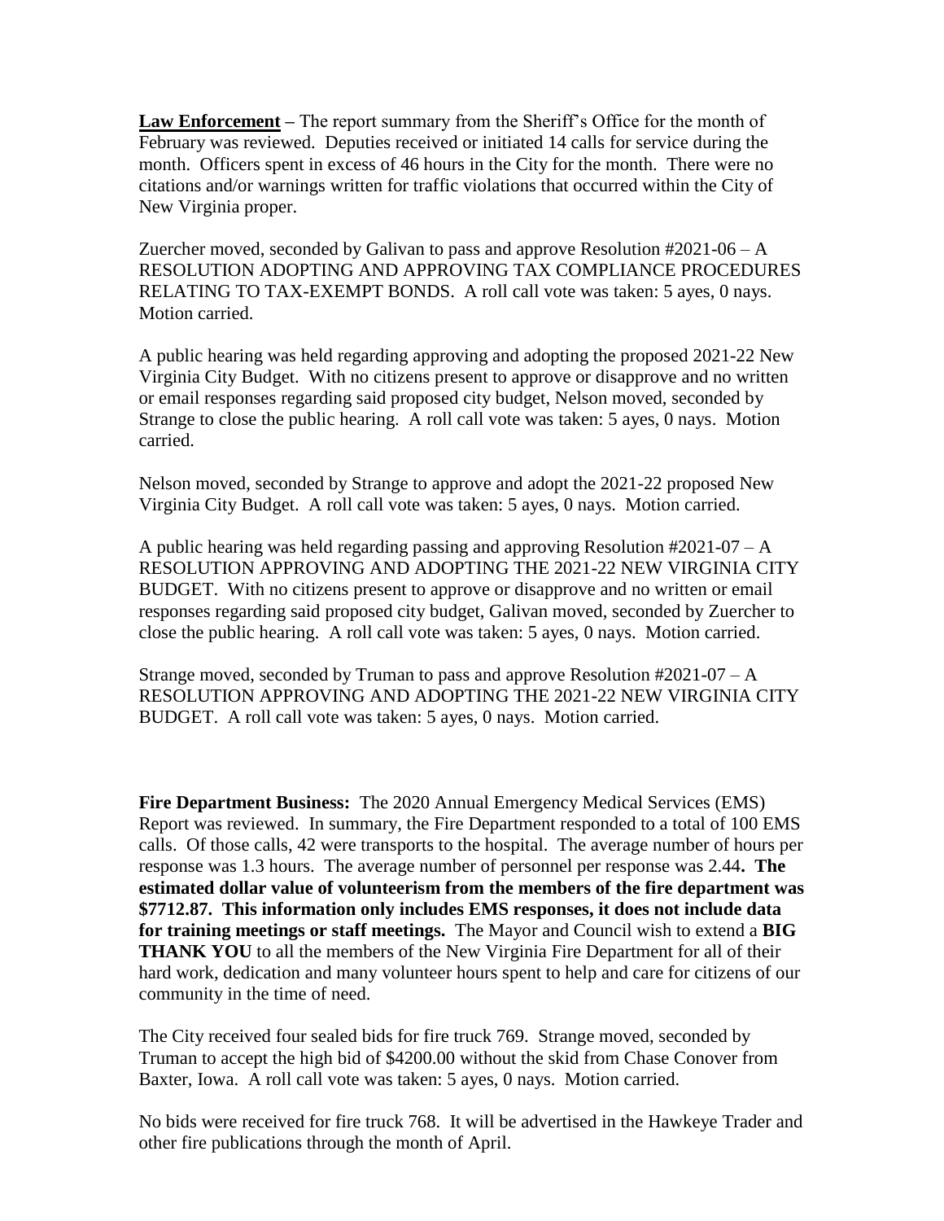**Law Enforcement** – The report summary from the Sheriff's Office for the month of February was reviewed. Deputies received or initiated 14 calls for service during the month. Officers spent in excess of 46 hours in the City for the month. There were no citations and/or warnings written for traffic violations that occurred within the City of New Virginia proper.

Zuercher moved, seconded by Galivan to pass and approve Resolution #2021-06 – A RESOLUTION ADOPTING AND APPROVING TAX COMPLIANCE PROCEDURES RELATING TO TAX-EXEMPT BONDS. A roll call vote was taken: 5 ayes, 0 nays. Motion carried.

A public hearing was held regarding approving and adopting the proposed 2021-22 New Virginia City Budget. With no citizens present to approve or disapprove and no written or email responses regarding said proposed city budget, Nelson moved, seconded by Strange to close the public hearing. A roll call vote was taken: 5 ayes, 0 nays. Motion carried.

Nelson moved, seconded by Strange to approve and adopt the 2021-22 proposed New Virginia City Budget. A roll call vote was taken: 5 ayes, 0 nays. Motion carried.

A public hearing was held regarding passing and approving Resolution #2021-07 – A RESOLUTION APPROVING AND ADOPTING THE 2021-22 NEW VIRGINIA CITY BUDGET. With no citizens present to approve or disapprove and no written or email responses regarding said proposed city budget, Galivan moved, seconded by Zuercher to close the public hearing. A roll call vote was taken: 5 ayes, 0 nays. Motion carried.

Strange moved, seconded by Truman to pass and approve Resolution #2021-07 – A RESOLUTION APPROVING AND ADOPTING THE 2021-22 NEW VIRGINIA CITY BUDGET. A roll call vote was taken: 5 ayes, 0 nays. Motion carried.

**Fire Department Business:** The 2020 Annual Emergency Medical Services (EMS) Report was reviewed. In summary, the Fire Department responded to a total of 100 EMS calls. Of those calls, 42 were transports to the hospital. The average number of hours per response was 1.3 hours. The average number of personnel per response was 2.44**. The estimated dollar value of volunteerism from the members of the fire department was $7712.87. This information only includes EMS responses, it does not include data for training meetings or staff meetings.** The Mayor and Council wish to extend a **BIG THANK YOU** to all the members of the New Virginia Fire Department for all of their hard work, dedication and many volunteer hours spent to help and care for citizens of our community in the time of need.

The City received four sealed bids for fire truck 769. Strange moved, seconded by Truman to accept the high bid of $4200.00 without the skid from Chase Conover from Baxter, Iowa. A roll call vote was taken: 5 ayes, 0 nays. Motion carried.

No bids were received for fire truck 768. It will be advertised in the Hawkeye Trader and other fire publications through the month of April.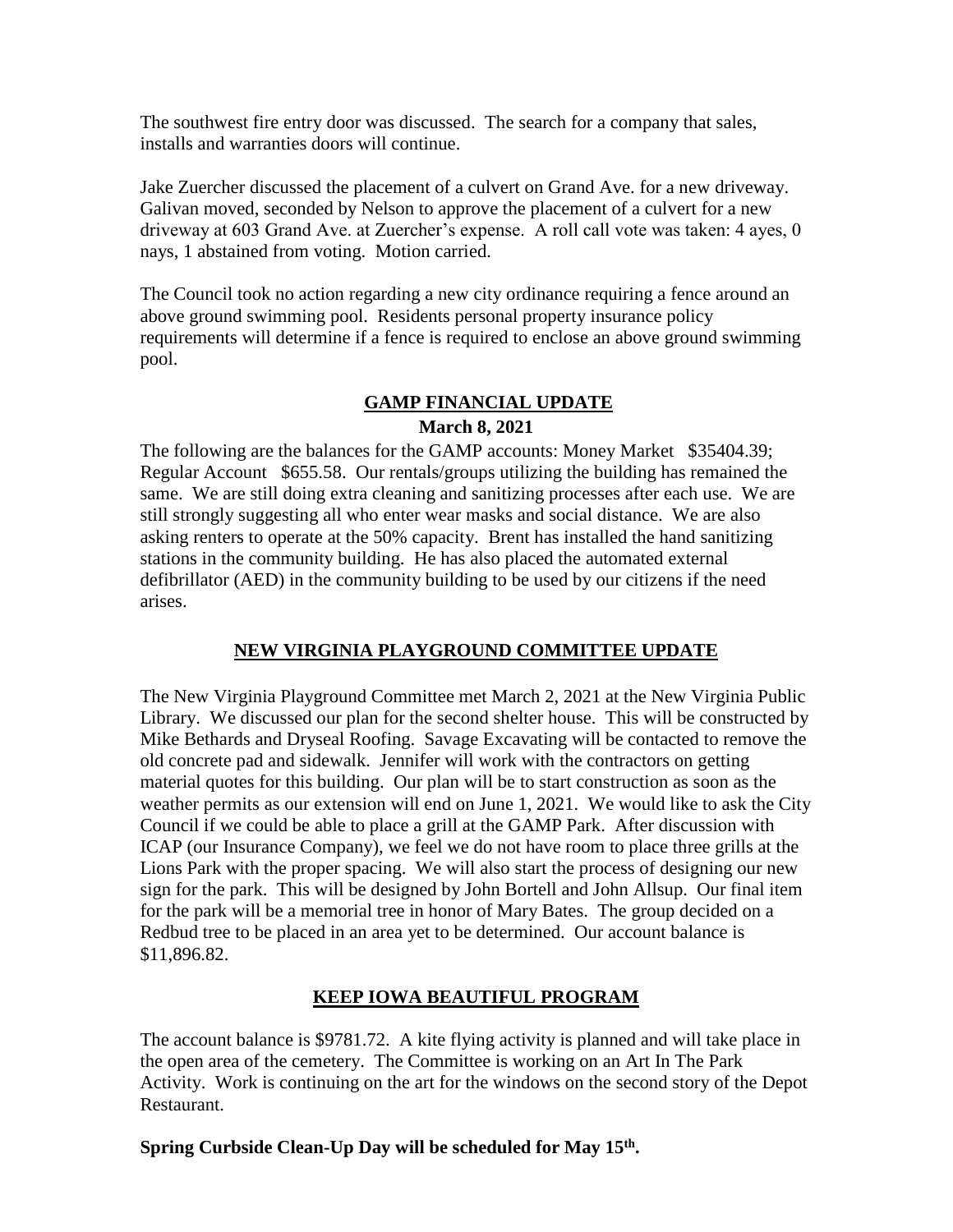The southwest fire entry door was discussed. The search for a company that sales, installs and warranties doors will continue.

Jake Zuercher discussed the placement of a culvert on Grand Ave. for a new driveway. Galivan moved, seconded by Nelson to approve the placement of a culvert for a new driveway at 603 Grand Ave. at Zuercher's expense. A roll call vote was taken: 4 ayes, 0 nays, 1 abstained from voting. Motion carried.

The Council took no action regarding a new city ordinance requiring a fence around an above ground swimming pool. Residents personal property insurance policy requirements will determine if a fence is required to enclose an above ground swimming pool.

## GAMP FINANCIAL UPDATE

**March 8, 2021**

The following are the balances for the GAMP accounts: Money Market $35404.39; Regular Account $655.58. Our rentals/groups utilizing the building has remained the same. We are still doing extra cleaning and sanitizing processes after each use. We are still strongly suggesting all who enter wear masks and social distance. We are also asking renters to operate at the 50% capacity. Brent has installed the hand sanitizing stations in the community building. He has also placed the automated external defibrillator (AED) in the community building to be used by our citizens if the need arises.

## NEW VIRGINIA PLAYGROUND COMMITTEE UPDATE

The New Virginia Playground Committee met March 2, 2021 at the New Virginia Public Library. We discussed our plan for the second shelter house. This will be constructed by Mike Bethards and Dryseal Roofing. Savage Excavating will be contacted to remove the old concrete pad and sidewalk. Jennifer will work with the contractors on getting material quotes for this building. Our plan will be to start construction as soon as the weather permits as our extension will end on June 1, 2021. We would like to ask the City Council if we could be able to place a grill at the GAMP Park. After discussion with ICAP (our Insurance Company), we feel we do not have room to place three grills at the Lions Park with the proper spacing. We will also start the process of designing our new sign for the park. This will be designed by John Bortell and John Allsup. Our final item for the park will be a memorial tree in honor of Mary Bates. The group decided on a Redbud tree to be placed in an area yet to be determined. Our account balance is $11,896.82.

## KEEP IOWA BEAUTIFUL PROGRAM

The account balance is $9781.72. A kite flying activity is planned and will take place in the open area of the cemetery. The Committee is working on an Art In The Park Activity. Work is continuing on the art for the windows on the second story of the Depot Restaurant.

**Spring Curbside Clean-Up Day will be scheduled for May 15th.**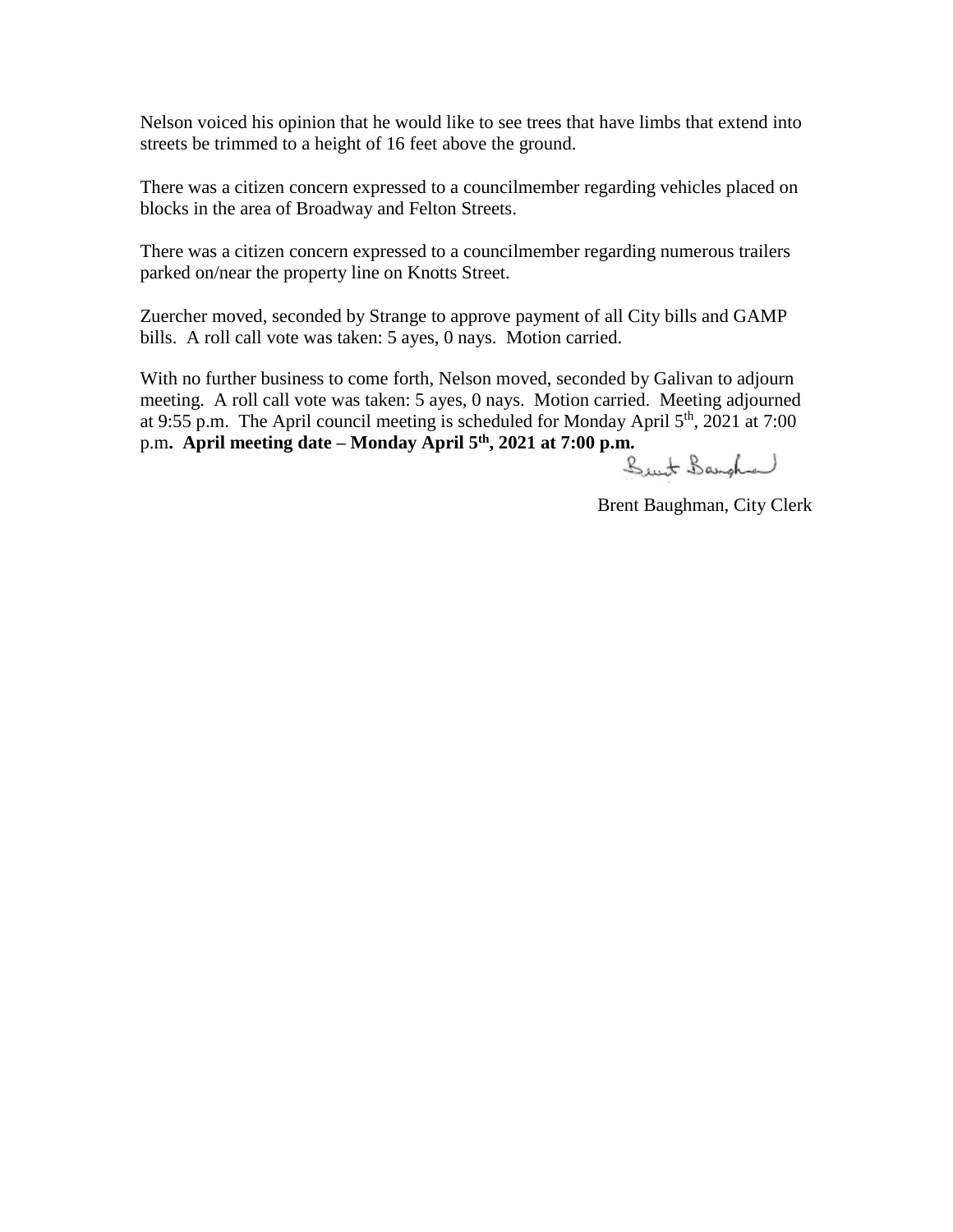Nelson voiced his opinion that he would like to see trees that have limbs that extend into streets be trimmed to a height of 16 feet above the ground.

There was a citizen concern expressed to a councilmember regarding vehicles placed on blocks in the area of Broadway and Felton Streets.

There was a citizen concern expressed to a councilmember regarding numerous trailers parked on/near the property line on Knotts Street.

Zuercher moved, seconded by Strange to approve payment of all City bills and GAMP bills. A roll call vote was taken: 5 ayes, 0 nays. Motion carried.

With no further business to come forth, Nelson moved, seconded by Galivan to adjourn meeting. A roll call vote was taken: 5 ayes, 0 nays. Motion carried. Meeting adjourned at 9:55 p.m. The April council meeting is scheduled for Monday April 5th, 2021 at 7:00 p.m**. April meeting date – Monday April 5th, 2021 at 7:00 p.m.**

Brent Baughman, City Clerk